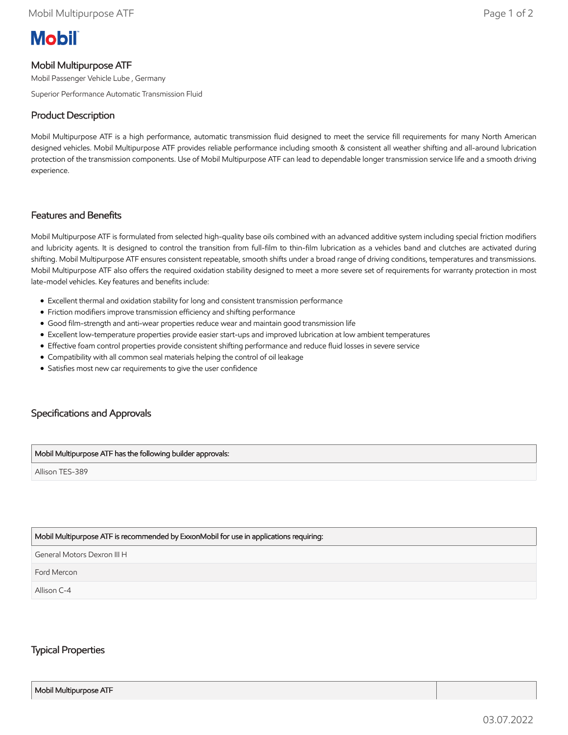# Mobil

## Mobil Multipurpose ATF

Mobil Passenger Vehicle Lube , Germany

Superior Performance Automatic Transmission Fluid

## Product Description

Mobil Multipurpose ATF is a high performance, automatic transmission fluid designed to meet the service fill requirements for many North American designed vehicles. Mobil Multipurpose ATF provides reliable performance including smooth & consistent all weather shifting and all-around lubrication protection of the transmission components. Use of Mobil Multipurpose ATF can lead to dependable longer transmission service life and a smooth driving experience.

## Features and Benefits

Mobil Multipurpose ATF is formulated from selected high-quality base oils combined with an advanced additive system including special friction modifiers and lubricity agents. It is designed to control the transition from full-film to thin-film lubrication as a vehicles band and clutches are activated during shifting. Mobil Multipurpose ATF ensures consistent repeatable, smooth shifts under a broad range of driving conditions, temperatures and transmissions. Mobil Multipurpose ATF also offers the required oxidation stability designed to meet a more severe set of requirements for warranty protection in most late-model vehicles. Key features and benefits include:

- Excellent thermal and oxidation stability for long and consistent transmission performance
- Friction modifiers improve transmission efficiency and shifting performance
- Good film-strength and anti-wear properties reduce wear and maintain good transmission life
- Excellent low-temperature properties provide easier start-ups and improved lubrication at low ambient temperatures
- Effective foam control properties provide consistent shifting performance and reduce fluid losses in severe service
- Compatibility with all common seal materials helping the control of oil leakage
- Satisfies most new car requirements to give the user confidence

## Specifications and Approvals

| Mobil Multipurpose ATF has the following builder approvals: |
|---|
| Allison TES-389 |

| Mobil Multipurpose ATF is recommended by ExxonMobil for use in applications requiring: |
|---|
| General Motors Dexron III H |
| Ford Mercon |
| Allison C-4 |

## Typical Properties

| Mobil Multipurpose ATF | |
|---|---|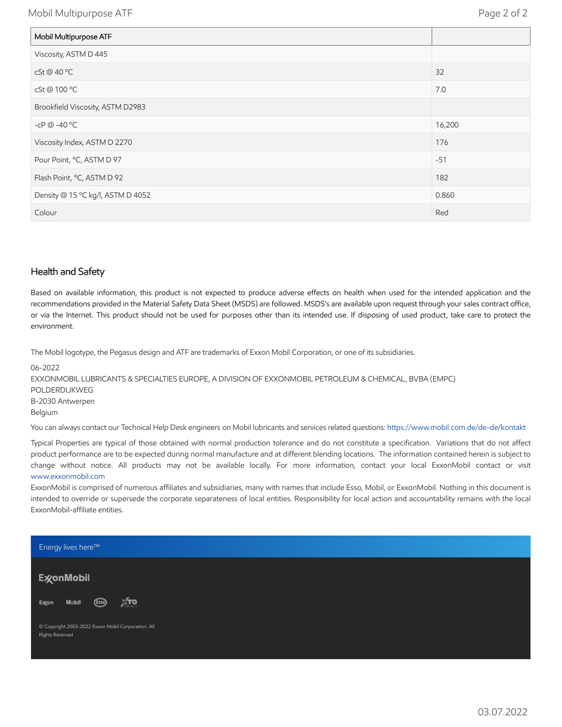| Mobil Multipurpose ATF | |
|---|---|
| Viscosity, ASTM D 445 | |
| cSt @ 40 °C | 32 |
| cSt @ 100 °C | 7.0 |
| Brookfield Viscosity, ASTM D2983 | |
| -cP @ -40 °C | 16,200 |
| Viscosity Index, ASTM D 2270 | 176 |
| Pour Point, °C, ASTM D 97 | -51 |
| Flash Point, °C, ASTM D 92 | 182 |
| Density @ 15 °C kg/l, ASTM D 4052 | 0.860 |
| Colour | Red |

## Health and Safety

Based on available information, this product is not expected to produce adverse effects on health when used for the intended application and the recommendations provided in the Material Safety Data Sheet (MSDS) are followed. MSDS's are available upon request through your sales contract office, or via the Internet. This product should not be used for purposes other than its intended use. If disposing of used product, take care to protect the environment.

The Mobil logotype, the Pegasus design and ATF are trademarks of Exxon Mobil Corporation, or one of its subsidiaries.

06-2022
EXXONMOBIL LUBRICANTS & SPECIALTIES EUROPE, A DIVISION OF EXXONMOBIL PETROLEUM & CHEMICAL, BVBA (EMPC)
POLDERDIJKWEG
B-2030 Antwerpen
Belgium

You can always contact our Technical Help Desk engineers on Mobil lubricants and services related questions: https://www.mobil.com.de/de-de/kontakt

Typical Properties are typical of those obtained with normal production tolerance and do not constitute a specification. Variations that do not affect product performance are to be expected during normal manufacture and at different blending locations. The information contained herein is subject to change without notice. All products may not be available locally. For more information, contact your local ExxonMobil contact or visit www.exxonmobil.com

ExxonMobil is comprised of numerous affiliates and subsidiaries, many with names that include Esso, Mobil, or ExxonMobil. Nothing in this document is intended to override or supersede the corporate separateness of local entities. Responsibility for local action and accountability remains with the local ExxonMobil-affiliate entities.

Energy lives here™

ExxonMobil

Exxon Mobil Esso XTO

© Copyright 2003-2022 Exxon Mobil Corporation. All Rights Reserved

03.07.2022